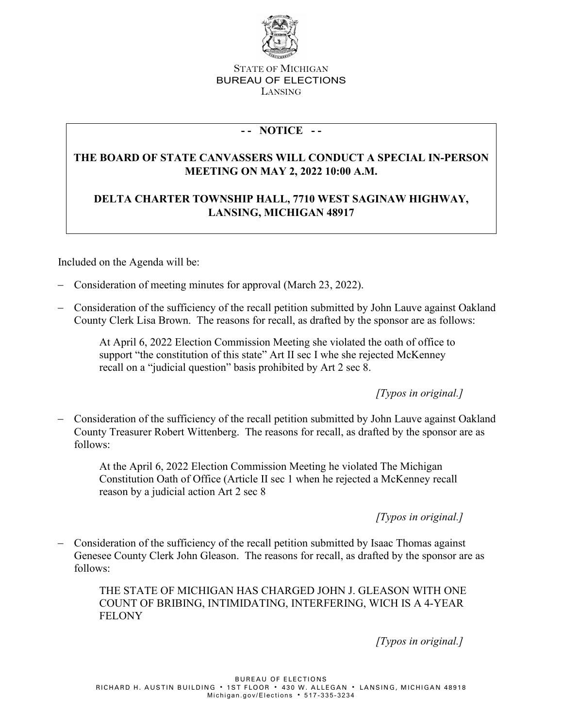STATE OF MICHIGAN
BUREAU OF ELECTIONS
LANSING

**- - NOTICE - -**

**THE BOARD OF STATE CANVASSERS WILL CONDUCT A SPECIAL IN-PERSON MEETING ON MAY 2, 2022 10:00 A.M.**

**DELTA CHARTER TOWNSHIP HALL, 7710 WEST SAGINAW HIGHWAY, LANSING, MICHIGAN 48917**

Included on the Agenda will be:

- Consideration of meeting minutes for approval (March 23, 2022).
- Consideration of the sufficiency of the recall petition submitted by John Lauve against Oakland County Clerk Lisa Brown. The reasons for recall, as drafted by the sponsor are as follows:

  > At April 6, 2022 Election Commission Meeting she violated the oath of office to support "the constitution of this state" Art II sec I whe she rejected McKenney recall on a "judicial question" basis prohibited by Art 2 sec 8.
  >
  > *[Typos in original.]*

- Consideration of the sufficiency of the recall petition submitted by John Lauve against Oakland County Treasurer Robert Wittenberg. The reasons for recall, as drafted by the sponsor are as follows:

  > At the April 6, 2022 Election Commission Meeting he violated The Michigan Constitution Oath of Office (Article II sec 1 when he rejected a McKenney recall reason by a judicial action Art 2 sec 8
  >
  > *[Typos in original.]*

- Consideration of the sufficiency of the recall petition submitted by Isaac Thomas against Genesee County Clerk John Gleason. The reasons for recall, as drafted by the sponsor are as follows:

  > THE STATE OF MICHIGAN HAS CHARGED JOHN J. GLEASON WITH ONE COUNT OF BRIBING, INTIMIDATING, INTERFERING, WICH IS A 4-YEAR FELONY
  >
  > *[Typos in original.]*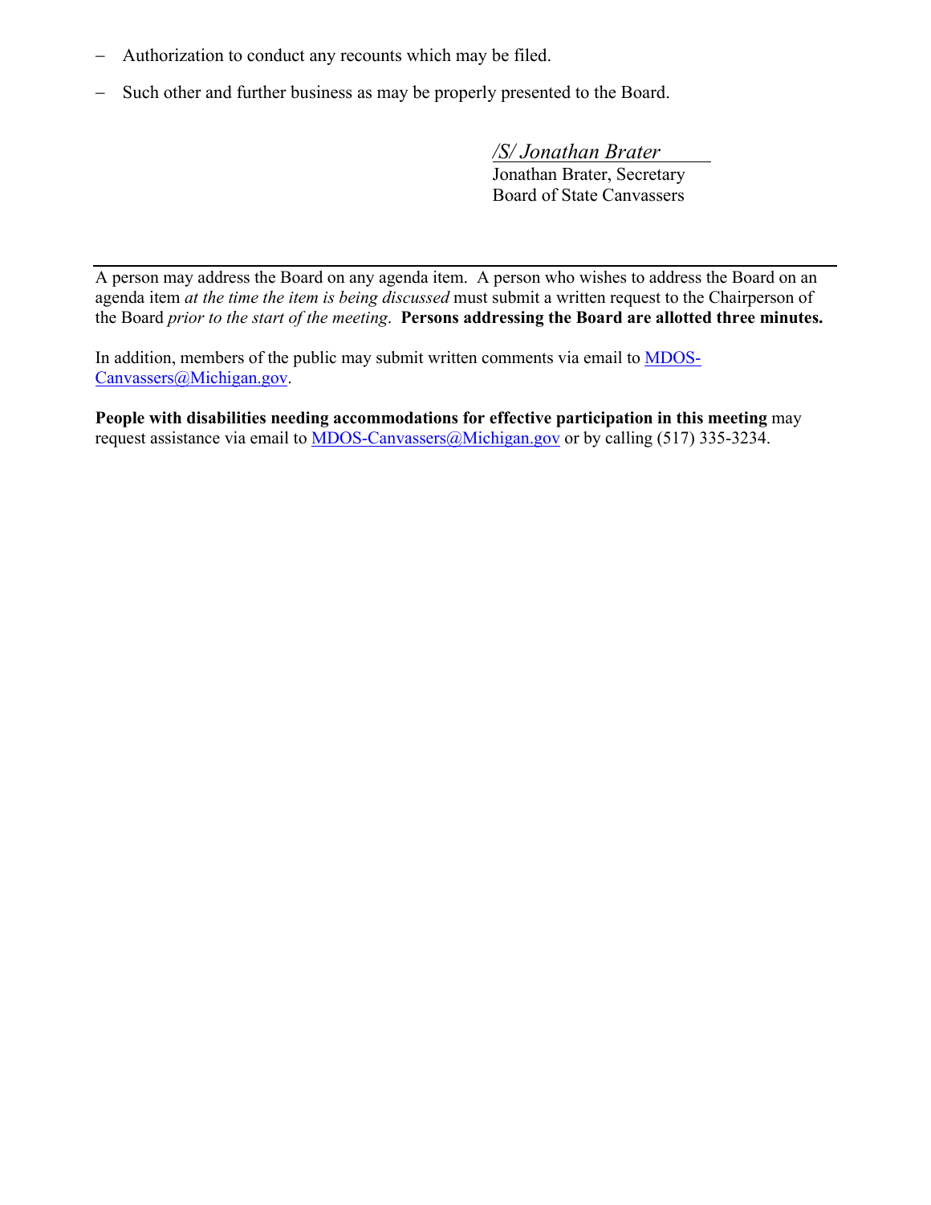- Authorization to conduct any recounts which may be filed.
- Such other and further business as may be properly presented to the Board.

*/S/ Jonathan Brater*
Jonathan Brater, Secretary
Board of State Canvassers

---

A person may address the Board on any agenda item. A person who wishes to address the Board on an agenda item *at the time the item is being discussed* must submit a written request to the Chairperson of the Board *prior to the start of the meeting*. **Persons addressing the Board are allotted three minutes.**

In addition, members of the public may submit written comments via email to MDOS-Canvassers@Michigan.gov.

**People with disabilities needing accommodations for effective participation in this meeting** may request assistance via email to MDOS-Canvassers@Michigan.gov or by calling (517) 335-3234.